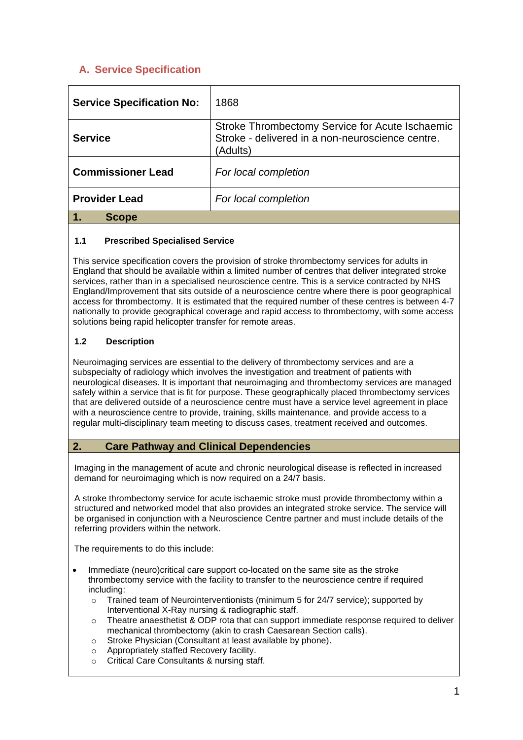## A. Service Specification

| **Service Specification No:** | 1868 |
|---|---|
| **Service** | Stroke Thrombectomy Service for Acute Ischaemic Stroke - delivered in a non-neuroscience centre. (Adults) |
| **Commissioner Lead** | *For local completion* |
| **Provider Lead** | *For local completion* |

## 1. Scope

### 1.1 Prescribed Specialised Service

This service specification covers the provision of stroke thrombectomy services for adults in England that should be available within a limited number of centres that deliver integrated stroke services, rather than in a specialised neuroscience centre. This is a service contracted by NHS England/Improvement that sits outside of a neuroscience centre where there is poor geographical access for thrombectomy. It is estimated that the required number of these centres is between 4-7 nationally to provide geographical coverage and rapid access to thrombectomy, with some access solutions being rapid helicopter transfer for remote areas.

### 1.2 Description

Neuroimaging services are essential to the delivery of thrombectomy services and are a subspecialty of radiology which involves the investigation and treatment of patients with neurological diseases. It is important that neuroimaging and thrombectomy services are managed safely within a service that is fit for purpose. These geographically placed thrombectomy services that are delivered outside of a neuroscience centre must have a service level agreement in place with a neuroscience centre to provide, training, skills maintenance, and provide access to a regular multi-disciplinary team meeting to discuss cases, treatment received and outcomes.

## 2. Care Pathway and Clinical Dependencies

Imaging in the management of acute and chronic neurological disease is reflected in increased demand for neuroimaging which is now required on a 24/7 basis.

A stroke thrombectomy service for acute ischaemic stroke must provide thrombectomy within a structured and networked model that also provides an integrated stroke service. The service will be organised in conjunction with a Neuroscience Centre partner and must include details of the referring providers within the network.

The requirements to do this include:

- Immediate (neuro)critical care support co-located on the same site as the stroke thrombectomy service with the facility to transfer to the neuroscience centre if required including:
  - Trained team of Neurointerventionists (minimum 5 for 24/7 service); supported by Interventional X-Ray nursing & radiographic staff.
  - Theatre anaesthetist & ODP rota that can support immediate response required to deliver mechanical thrombectomy (akin to crash Caesarean Section calls).
  - Stroke Physician (Consultant at least available by phone).
  - Appropriately staffed Recovery facility.
  - Critical Care Consultants & nursing staff.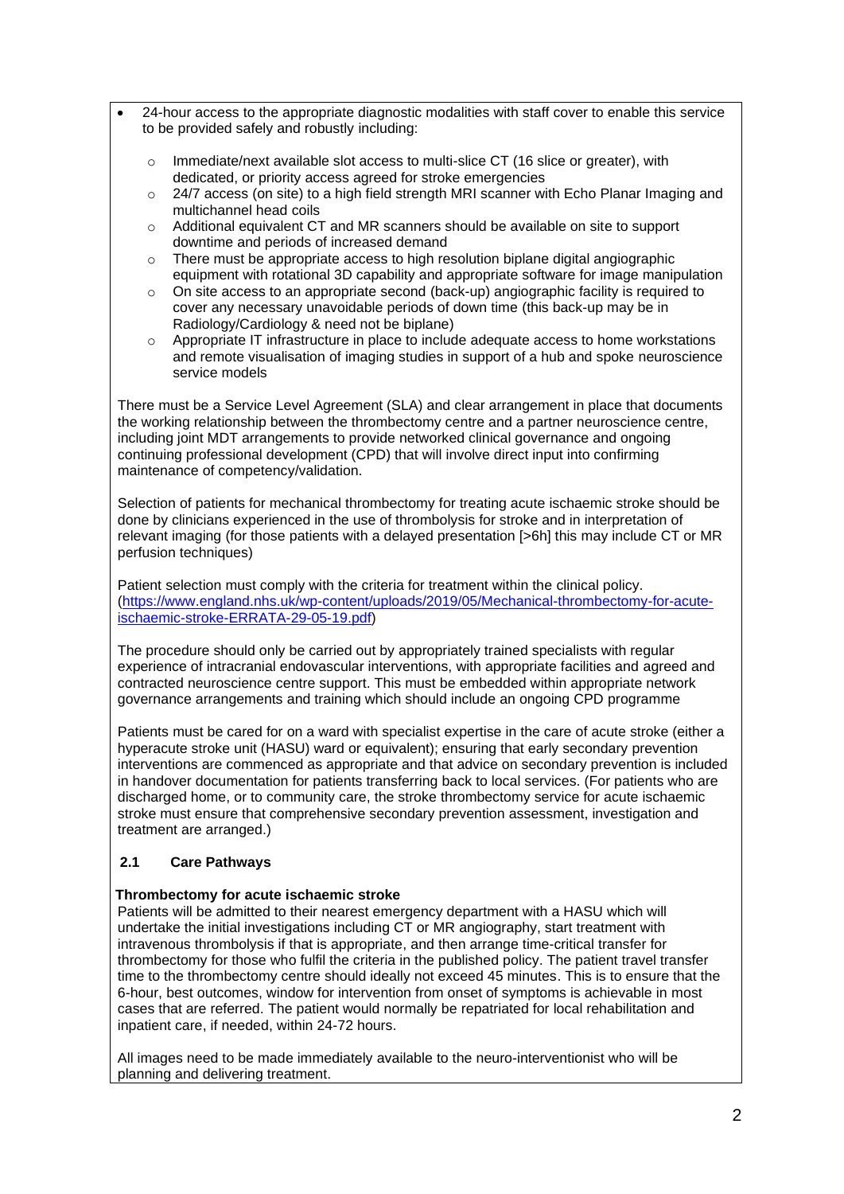- 24-hour access to the appropriate diagnostic modalities with staff cover to enable this service to be provided safely and robustly including:
  - Immediate/next available slot access to multi-slice CT (16 slice or greater), with dedicated, or priority access agreed for stroke emergencies
  - 24/7 access (on site) to a high field strength MRI scanner with Echo Planar Imaging and multichannel head coils
  - Additional equivalent CT and MR scanners should be available on site to support downtime and periods of increased demand
  - There must be appropriate access to high resolution biplane digital angiographic equipment with rotational 3D capability and appropriate software for image manipulation
  - On site access to an appropriate second (back-up) angiographic facility is required to cover any necessary unavoidable periods of down time (this back-up may be in Radiology/Cardiology & need not be biplane)
  - Appropriate IT infrastructure in place to include adequate access to home workstations and remote visualisation of imaging studies in support of a hub and spoke neuroscience service models

There must be a Service Level Agreement (SLA) and clear arrangement in place that documents the working relationship between the thrombectomy centre and a partner neuroscience centre, including joint MDT arrangements to provide networked clinical governance and ongoing continuing professional development (CPD) that will involve direct input into confirming maintenance of competency/validation.

Selection of patients for mechanical thrombectomy for treating acute ischaemic stroke should be done by clinicians experienced in the use of thrombolysis for stroke and in interpretation of relevant imaging (for those patients with a delayed presentation [>6h] this may include CT or MR perfusion techniques)

Patient selection must comply with the criteria for treatment within the clinical policy. (https://www.england.nhs.uk/wp-content/uploads/2019/05/Mechanical-thrombectomy-for-acute-ischaemic-stroke-ERRATA-29-05-19.pdf)

The procedure should only be carried out by appropriately trained specialists with regular experience of intracranial endovascular interventions, with appropriate facilities and agreed and contracted neuroscience centre support. This must be embedded within appropriate network governance arrangements and training which should include an ongoing CPD programme

Patients must be cared for on a ward with specialist expertise in the care of acute stroke (either a hyperacute stroke unit (HASU) ward or equivalent); ensuring that early secondary prevention interventions are commenced as appropriate and that advice on secondary prevention is included in handover documentation for patients transferring back to local services. (For patients who are discharged home, or to community care, the stroke thrombectomy service for acute ischaemic stroke must ensure that comprehensive secondary prevention assessment, investigation and treatment are arranged.)

## 2.1 Care Pathways

**Thrombectomy for acute ischaemic stroke**

Patients will be admitted to their nearest emergency department with a HASU which will undertake the initial investigations including CT or MR angiography, start treatment with intravenous thrombolysis if that is appropriate, and then arrange time-critical transfer for thrombectomy for those who fulfil the criteria in the published policy. The patient travel transfer time to the thrombectomy centre should ideally not exceed 45 minutes. This is to ensure that the 6-hour, best outcomes, window for intervention from onset of symptoms is achievable in most cases that are referred. The patient would normally be repatriated for local rehabilitation and inpatient care, if needed, within 24-72 hours.

All images need to be made immediately available to the neuro-interventionist who will be planning and delivering treatment.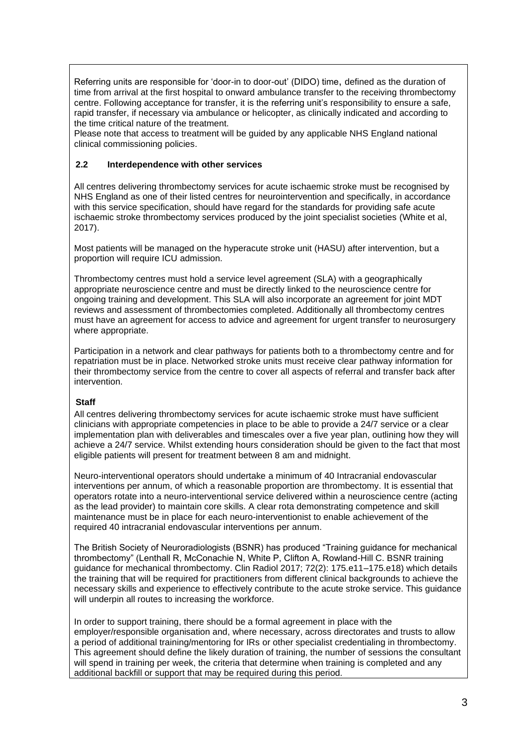Referring units are responsible for 'door-in to door-out' (DIDO) time, defined as the duration of time from arrival at the first hospital to onward ambulance transfer to the receiving thrombectomy centre. Following acceptance for transfer, it is the referring unit's responsibility to ensure a safe, rapid transfer, if necessary via ambulance or helicopter, as clinically indicated and according to the time critical nature of the treatment.
Please note that access to treatment will be guided by any applicable NHS England national clinical commissioning policies.

### 2.2 Interdependence with other services

All centres delivering thrombectomy services for acute ischaemic stroke must be recognised by NHS England as one of their listed centres for neurointervention and specifically, in accordance with this service specification, should have regard for the standards for providing safe acute ischaemic stroke thrombectomy services produced by the joint specialist societies (White et al, 2017).

Most patients will be managed on the hyperacute stroke unit (HASU) after intervention, but a proportion will require ICU admission.

Thrombectomy centres must hold a service level agreement (SLA) with a geographically appropriate neuroscience centre and must be directly linked to the neuroscience centre for ongoing training and development. This SLA will also incorporate an agreement for joint MDT reviews and assessment of thrombectomies completed. Additionally all thrombectomy centres must have an agreement for access to advice and agreement for urgent transfer to neurosurgery where appropriate.

Participation in a network and clear pathways for patients both to a thrombectomy centre and for repatriation must be in place. Networked stroke units must receive clear pathway information for their thrombectomy service from the centre to cover all aspects of referral and transfer back after intervention.

**Staff**

All centres delivering thrombectomy services for acute ischaemic stroke must have sufficient clinicians with appropriate competencies in place to be able to provide a 24/7 service or a clear implementation plan with deliverables and timescales over a five year plan, outlining how they will achieve a 24/7 service. Whilst extending hours consideration should be given to the fact that most eligible patients will present for treatment between 8 am and midnight.

Neuro-interventional operators should undertake a minimum of 40 Intracranial endovascular interventions per annum, of which a reasonable proportion are thrombectomy. It is essential that operators rotate into a neuro-interventional service delivered within a neuroscience centre (acting as the lead provider) to maintain core skills. A clear rota demonstrating competence and skill maintenance must be in place for each neuro-interventionist to enable achievement of the required 40 intracranial endovascular interventions per annum.

The British Society of Neuroradiologists (BSNR) has produced "Training guidance for mechanical thrombectomy" (Lenthall R, McConachie N, White P, Clifton A, Rowland-Hill C. BSNR training guidance for mechanical thrombectomy. Clin Radiol 2017; 72(2): 175.e11–175.e18) which details the training that will be required for practitioners from different clinical backgrounds to achieve the necessary skills and experience to effectively contribute to the acute stroke service. This guidance will underpin all routes to increasing the workforce.

In order to support training, there should be a formal agreement in place with the employer/responsible organisation and, where necessary, across directorates and trusts to allow a period of additional training/mentoring for IRs or other specialist credentialing in thrombectomy. This agreement should define the likely duration of training, the number of sessions the consultant will spend in training per week, the criteria that determine when training is completed and any additional backfill or support that may be required during this period.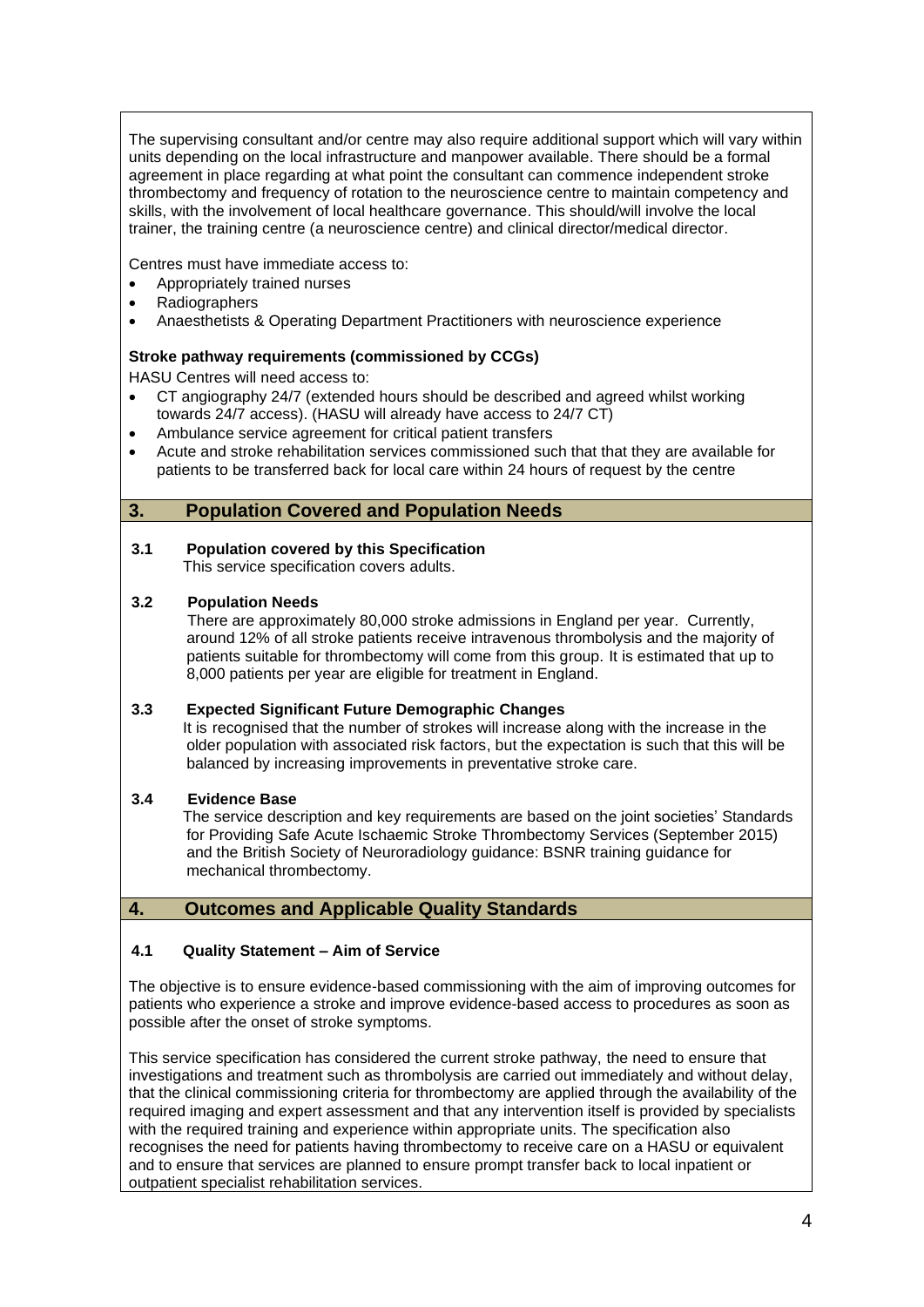The supervising consultant and/or centre may also require additional support which will vary within units depending on the local infrastructure and manpower available. There should be a formal agreement in place regarding at what point the consultant can commence independent stroke thrombectomy and frequency of rotation to the neuroscience centre to maintain competency and skills, with the involvement of local healthcare governance. This should/will involve the local trainer, the training centre (a neuroscience centre) and clinical director/medical director.

Centres must have immediate access to:

- Appropriately trained nurses
- Radiographers
- Anaesthetists & Operating Department Practitioners with neuroscience experience

**Stroke pathway requirements (commissioned by CCGs)**

HASU Centres will need access to:

- CT angiography 24/7 (extended hours should be described and agreed whilst working towards 24/7 access). (HASU will already have access to 24/7 CT)
- Ambulance service agreement for critical patient transfers
- Acute and stroke rehabilitation services commissioned such that that they are available for patients to be transferred back for local care within 24 hours of request by the centre

## 3. Population Covered and Population Needs

### 3.1 Population covered by this Specification

This service specification covers adults.

### 3.2 Population Needs

There are approximately 80,000 stroke admissions in England per year. Currently, around 12% of all stroke patients receive intravenous thrombolysis and the majority of patients suitable for thrombectomy will come from this group. It is estimated that up to 8,000 patients per year are eligible for treatment in England.

### 3.3 Expected Significant Future Demographic Changes

It is recognised that the number of strokes will increase along with the increase in the older population with associated risk factors, but the expectation is such that this will be balanced by increasing improvements in preventative stroke care.

### 3.4 Evidence Base

The service description and key requirements are based on the joint societies' Standards for Providing Safe Acute Ischaemic Stroke Thrombectomy Services (September 2015) and the British Society of Neuroradiology guidance: BSNR training guidance for mechanical thrombectomy.

## 4. Outcomes and Applicable Quality Standards

### 4.1 Quality Statement – Aim of Service

The objective is to ensure evidence-based commissioning with the aim of improving outcomes for patients who experience a stroke and improve evidence-based access to procedures as soon as possible after the onset of stroke symptoms.

This service specification has considered the current stroke pathway, the need to ensure that investigations and treatment such as thrombolysis are carried out immediately and without delay, that the clinical commissioning criteria for thrombectomy are applied through the availability of the required imaging and expert assessment and that any intervention itself is provided by specialists with the required training and experience within appropriate units. The specification also recognises the need for patients having thrombectomy to receive care on a HASU or equivalent and to ensure that services are planned to ensure prompt transfer back to local inpatient or outpatient specialist rehabilitation services.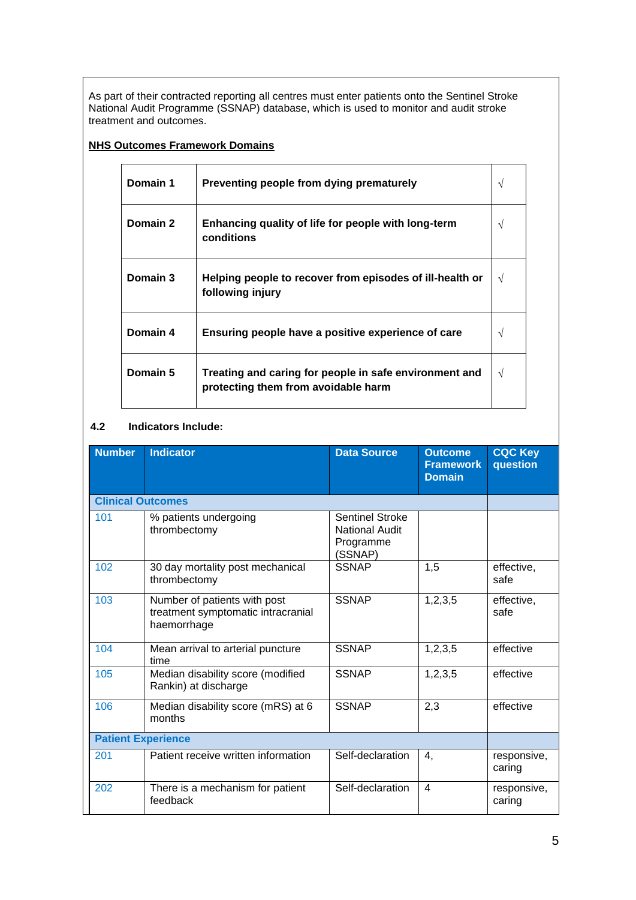As part of their contracted reporting all centres must enter patients onto the Sentinel Stroke National Audit Programme (SSNAP) database, which is used to monitor and audit stroke treatment and outcomes.

**NHS Outcomes Framework Domains**

| | | |
|---|---|---|
| **Domain 1** | **Preventing people from dying prematurely** | √ |
| **Domain 2** | **Enhancing quality of life for people with long-term conditions** | √ |
| **Domain 3** | **Helping people to recover from episodes of ill-health or following injury** | √ |
| **Domain 4** | **Ensuring people have a positive experience of care** | √ |
| **Domain 5** | **Treating and caring for people in safe environment and protecting them from avoidable harm** | √ |

### 4.2 Indicators Include:

| Number | Indicator | Data Source | Outcome Framework Domain | CQC Key question |
|---|---|---|---|---|
| **Clinical Outcomes** | | | | |
| 101 | % patients undergoing thrombectomy | Sentinel Stroke National Audit Programme (SSNAP) | | |
| 102 | 30 day mortality post mechanical thrombectomy | SSNAP | 1,5 | effective, safe |
| 103 | Number of patients with post treatment symptomatic intracranial haemorrhage | SSNAP | 1,2,3,5 | effective, safe |
| 104 | Mean arrival to arterial puncture time | SSNAP | 1,2,3,5 | effective |
| 105 | Median disability score (modified Rankin) at discharge | SSNAP | 1,2,3,5 | effective |
| 106 | Median disability score (mRS) at 6 months | SSNAP | 2,3 | effective |
| **Patient Experience** | | | | |
| 201 | Patient receive written information | Self-declaration | 4, | responsive, caring |
| 202 | There is a mechanism for patient feedback | Self-declaration | 4 | responsive, caring |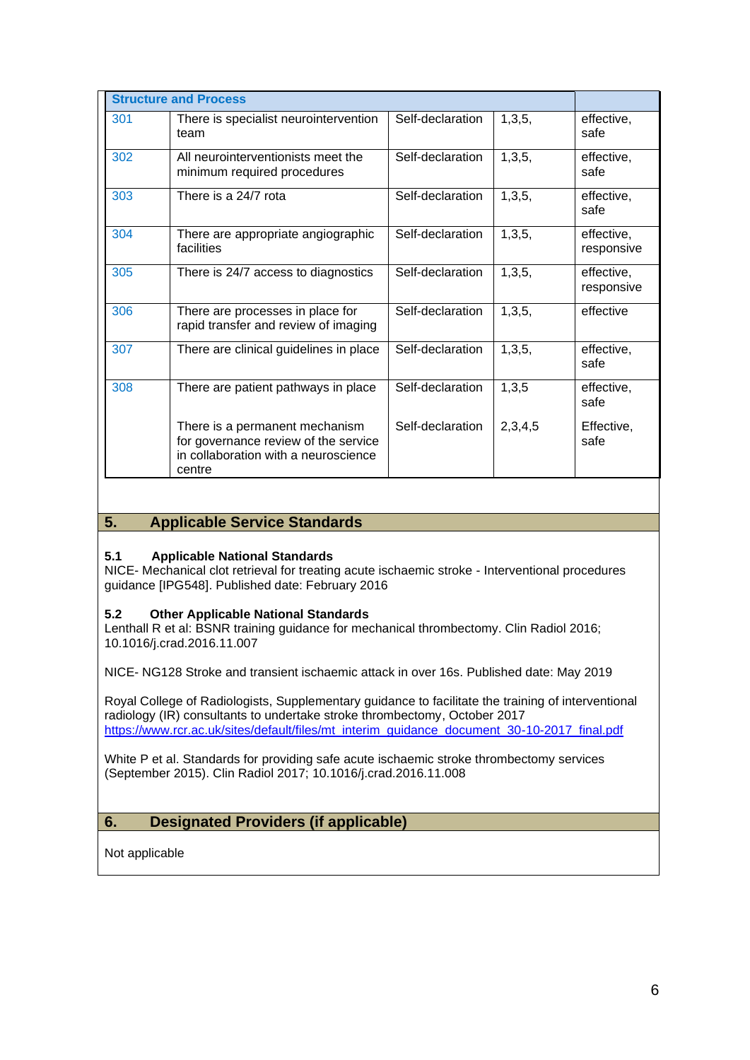| Structure and Process | | | | |
|---|---|---|---|---|
| 301 | There is specialist neurointervention team | Self-declaration | 1,3,5, | effective, safe |
| 302 | All neurointerventionists meet the minimum required procedures | Self-declaration | 1,3,5, | effective, safe |
| 303 | There is a 24/7 rota | Self-declaration | 1,3,5, | effective, safe |
| 304 | There are appropriate angiographic facilities | Self-declaration | 1,3,5, | effective, responsive |
| 305 | There is 24/7 access to diagnostics | Self-declaration | 1,3,5, | effective, responsive |
| 306 | There are processes in place for rapid transfer and review of imaging | Self-declaration | 1,3,5, | effective |
| 307 | There are clinical guidelines in place | Self-declaration | 1,3,5, | effective, safe |
| 308 | There are patient pathways in place | Self-declaration | 1,3,5 | effective, safe |
| | There is a permanent mechanism for governance review of the service in collaboration with a neuroscience centre | Self-declaration | 2,3,4,5 | Effective, safe |

## 5. Applicable Service Standards

### 5.1 Applicable National Standards

NICE- Mechanical clot retrieval for treating acute ischaemic stroke - Interventional procedures guidance [IPG548]. Published date: February 2016

### 5.2 Other Applicable National Standards

Lenthall R et al: BSNR training guidance for mechanical thrombectomy. Clin Radiol 2016; 10.1016/j.crad.2016.11.007

NICE- NG128 Stroke and transient ischaemic attack in over 16s. Published date: May 2019

Royal College of Radiologists, Supplementary guidance to facilitate the training of interventional radiology (IR) consultants to undertake stroke thrombectomy, October 2017
https://www.rcr.ac.uk/sites/default/files/mt_interim_guidance_document_30-10-2017_final.pdf

White P et al. Standards for providing safe acute ischaemic stroke thrombectomy services (September 2015). Clin Radiol 2017; 10.1016/j.crad.2016.11.008

## 6. Designated Providers (if applicable)

Not applicable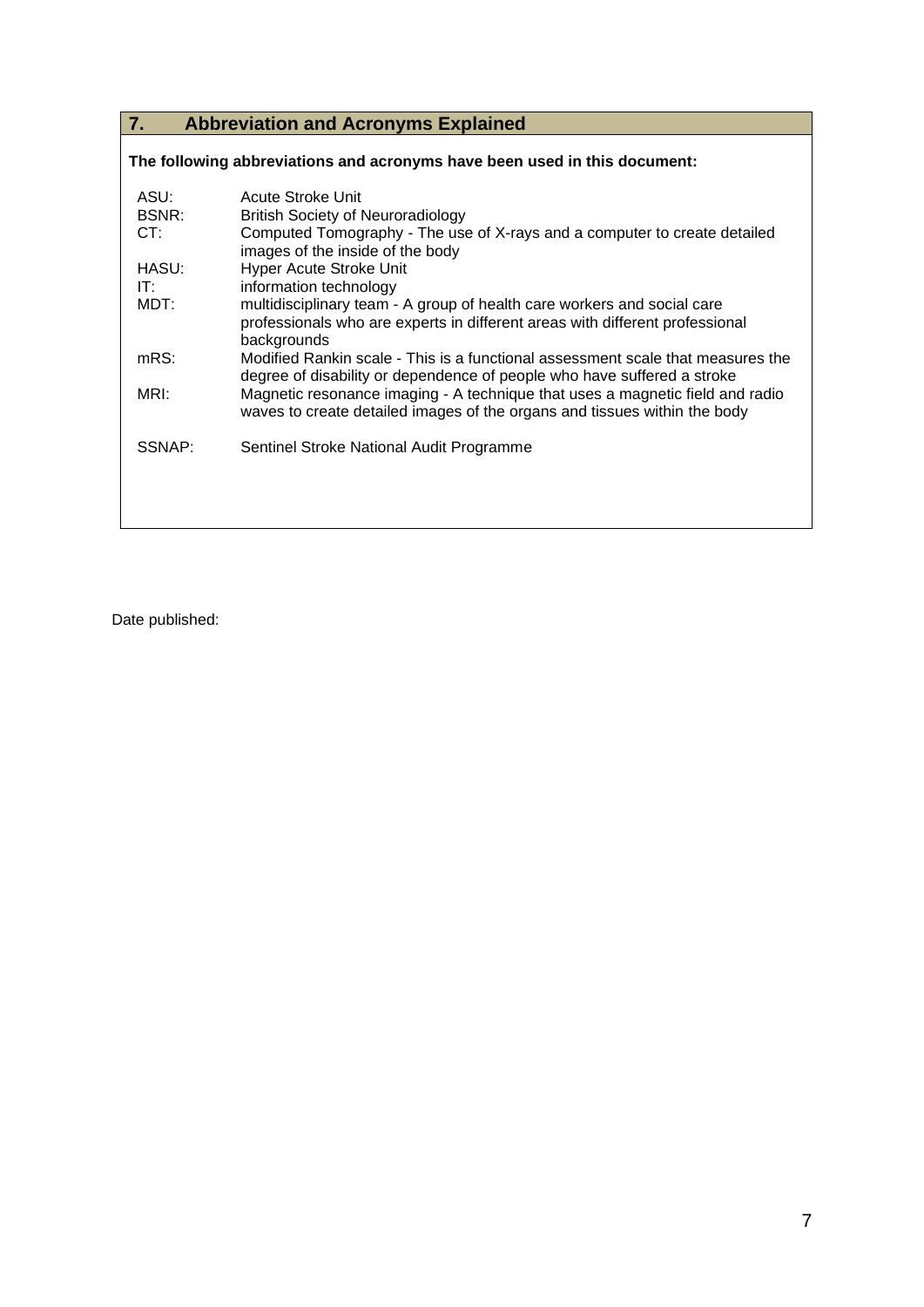## 7. Abbreviation and Acronyms Explained

**The following abbreviations and acronyms have been used in this document:**

| | |
|---|---|
| ASU: | Acute Stroke Unit |
| BSNR: | British Society of Neuroradiology |
| CT: | Computed Tomography - The use of X-rays and a computer to create detailed images of the inside of the body |
| HASU: | Hyper Acute Stroke Unit |
| IT: | information technology |
| MDT: | multidisciplinary team - A group of health care workers and social care professionals who are experts in different areas with different professional backgrounds |
| mRS: | Modified Rankin scale - This is a functional assessment scale that measures the degree of disability or dependence of people who have suffered a stroke |
| MRI: | Magnetic resonance imaging - A technique that uses a magnetic field and radio waves to create detailed images of the organs and tissues within the body |
| SSNAP: | Sentinel Stroke National Audit Programme |

Date published: